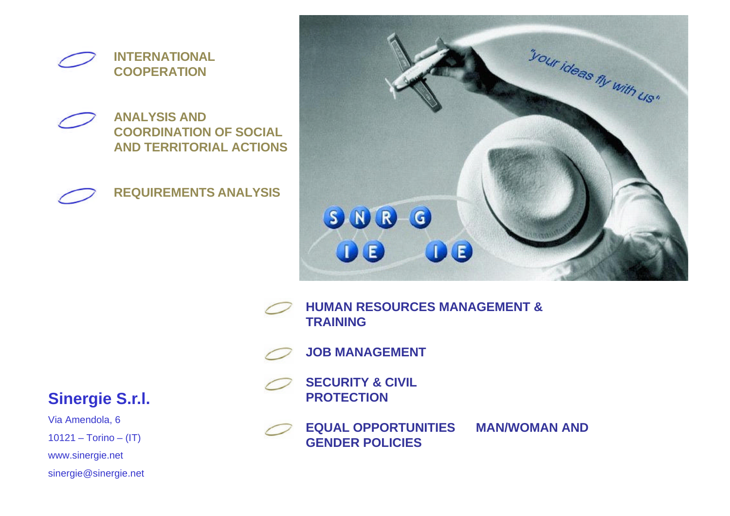- **INTERNATIONAL COOPERATION**
- **ANALYSIS AND COORDINATION OF SOCIAL AND TERRITORIAL ACTIONS**
- **REQUIREMENTS ANALYSIS**
- **HUMAN RESOURCES MANAGEMENT & TRAINING**
- **JOB MANAGEMENT**
- **SECURITY & CIVIL PROTECTION**
- **EQUAL OPPORTUNITIES MAN/WOMAN AND GENDER POLICIES**

## Sinergie S.r.l.

Via Amendola, 6

10121 – Torino – (IT)

www.sinergie.net

sinergie@sinergie.net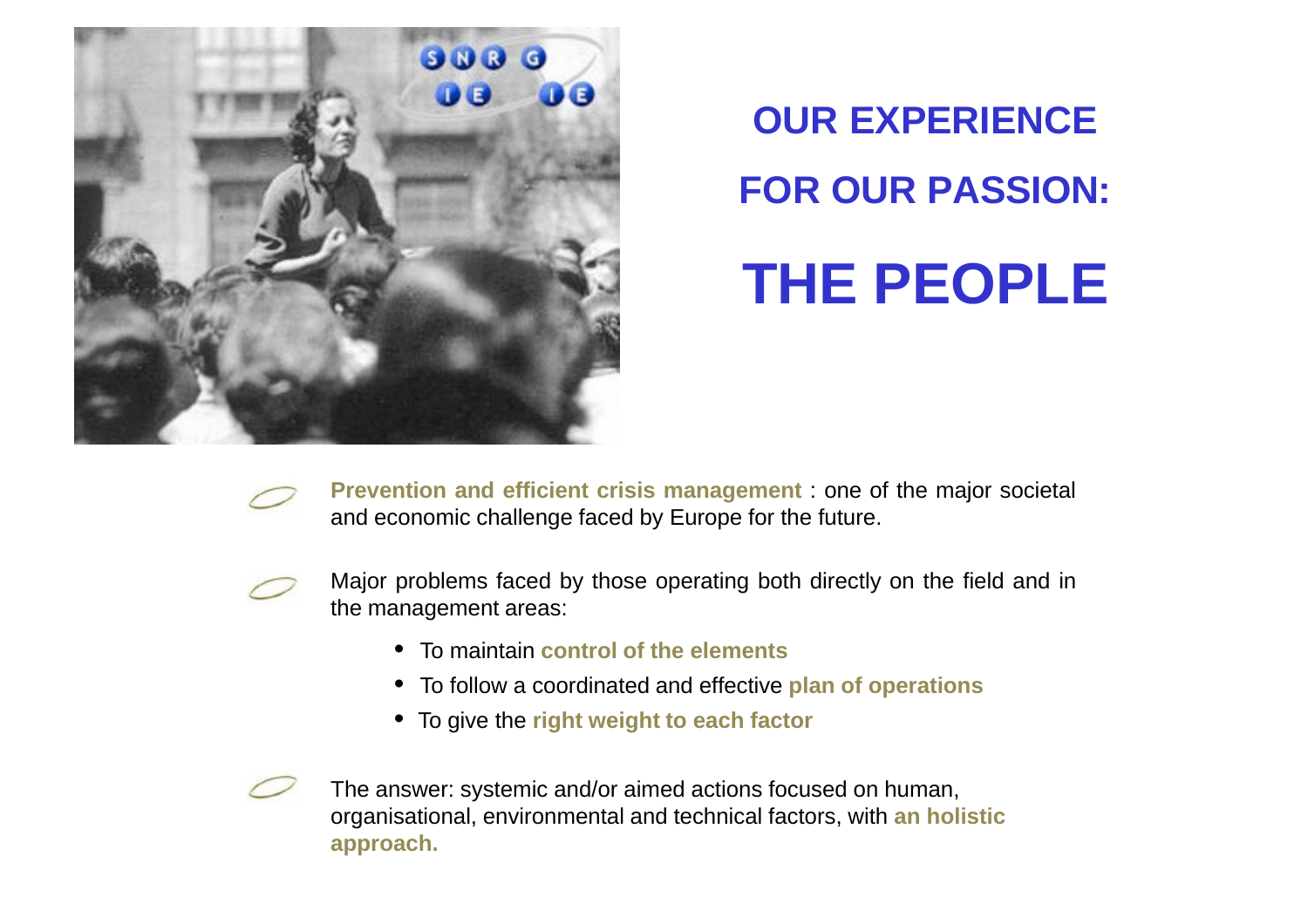# OUR EXPERIENCE FOR OUR PASSION:

# THE PEOPLE

- **Prevention and efficient crisis management** : one of the major societal and economic challenge faced by Europe for the future.

- Major problems faced by those operating both directly on the field and in the management areas:
  - To maintain **control of the elements**
  - To follow a coordinated and effective **plan of operations**
  - To give the **right weight to each factor**

- The answer: systemic and/or aimed actions focused on human, organisational, environmental and technical factors, with **an holistic approach.**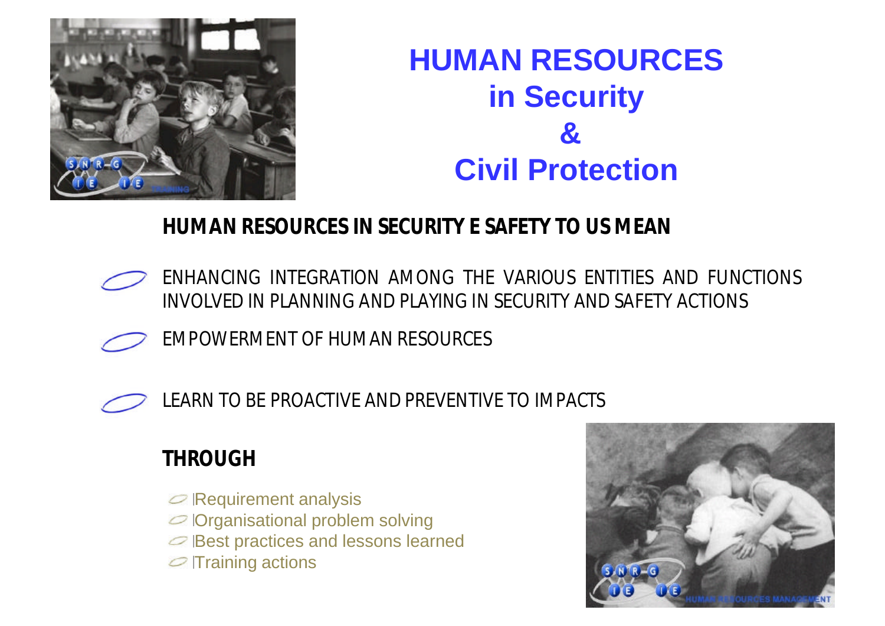# HUMAN RESOURCES in Security & Civil Protection

**HUMAN RESOURCES IN SECURITY E SAFETY TO US MEAN**

- ENHANCING INTEGRATION AMONG THE VARIOUS ENTITIES AND FUNCTIONS INVOLVED IN PLANNING AND PLAYING IN SECURITY AND SAFETY ACTIONS
- EMPOWERMENT OF HUMAN RESOURCES
- LEARN TO BE PROACTIVE AND PREVENTIVE TO IMPACTS

**THROUGH**

- Requirement analysis
- Organisational problem solving
- Best practices and lessons learned
- Training actions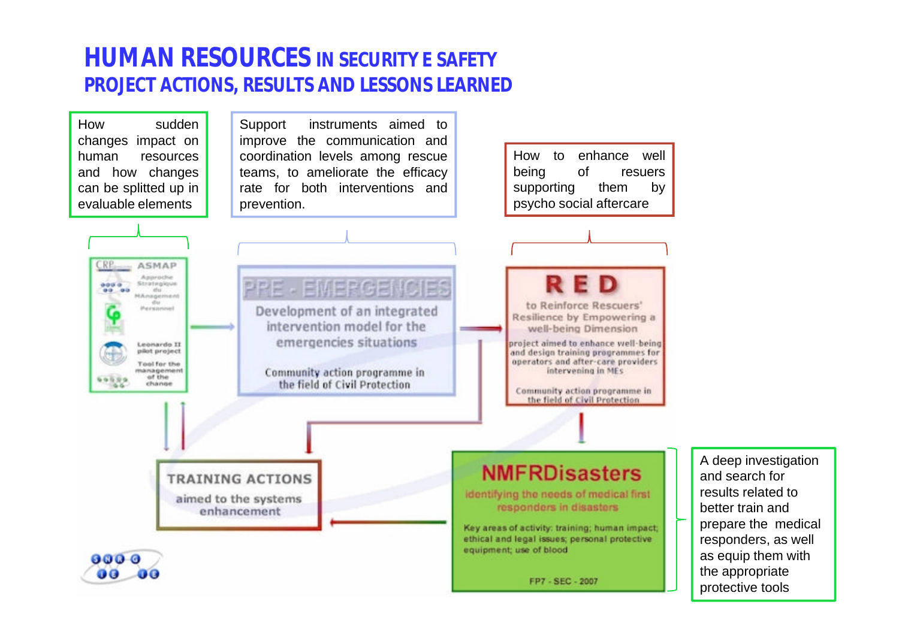# HUMAN RESOURCES IN SECURITY E SAFETY

## PROJECT ACTIONS, RESULTS AND LESSONS LEARNED

How sudden changes impact on human resources and how changes can be splitted up in evaluable elements

Support instruments aimed to improve the communication and coordination levels among rescue teams, to ameliorate the efficacy rate for both interventions and prevention.

How to enhance well being of resuers supporting them by psycho social aftercare

CRP ASMAP
Approche Stratégique du MAnagement du Personnel

Leonardo II pilot project
Tool for the management of the change

PRE - EMERGENCIES
Development of an integrated intervention model for the emergencies situations
Community action programme in the field of Civil Protection

RED
to Reinforce Rescuers' Resilience by Empowering a well-being Dimension
project aimed to enhance well-being and design training programmes for operators and after-care providers intervening in MEs
Community action programme in the field of Civil Protection

TRAINING ACTIONS
aimed to the systems enhancement

NMFRDisasters
identifying the needs of medical first responders in disasters
Key areas of activity: training; human impact; ethical and legal issues; personal protective equipment; use of blood
FP7 - SEC - 2007

A deep investigation and search for results related to better train and prepare the medical responders, as well as equip them with the appropriate protective tools